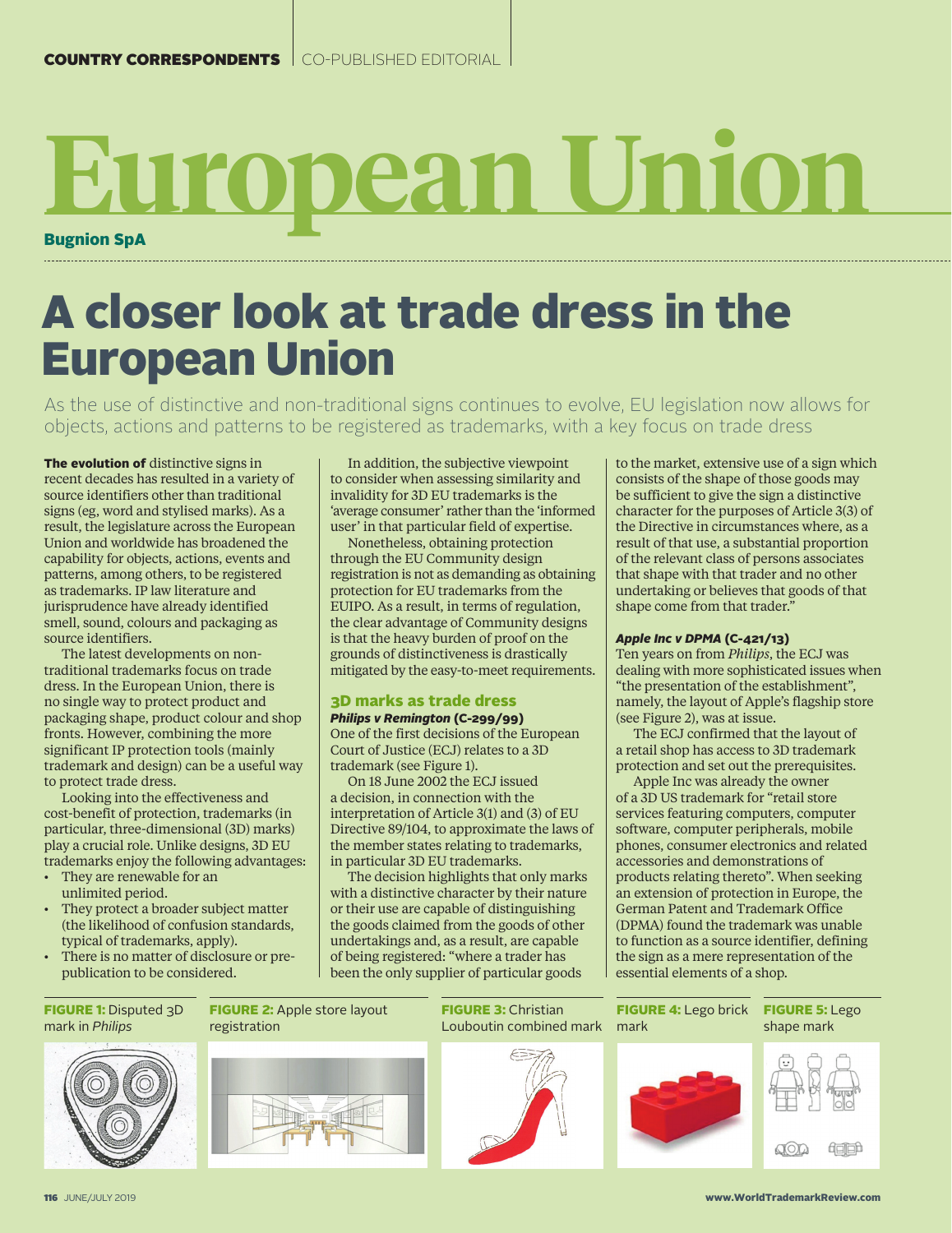COUNTRY CORRESPONDENTS | CO-PUBLISHED EDITORIAL

# European Union

**Bugnion SpA**

## A closer look at trade dress in the European Union

As the use of distinctive and non-traditional signs continues to evolve, EU legislation now allows for objects, actions and patterns to be registered as trademarks, with a key focus on trade dress

**The evolution of** distinctive signs in recent decades has resulted in a variety of source identifiers other than traditional signs (eg, word and stylised marks). As a result, the legislature across the European Union and worldwide has broadened the capability for objects, actions and patterns, among others, to be registered as trademarks. IP law literature and jurisprudence have already identified smell, sound, colours and packaging as source identifiers.

The latest developments on non-traditional trademarks focus on trade dress. In the European Union, there is no single way to protect product and packaging shape, product colour and shop fronts. However, combining the more significant IP protection tools (mainly trademark and design) can be a useful way to protect trade dress.

Looking into the effectiveness and cost-benefit of protection, trademarks (in particular, three-dimensional (3D) marks) play a crucial role. Unlike designs, 3D EU trademarks enjoy the following advantages:

- They are renewable for an unlimited period.
- They protect a broader subject matter (the likelihood of confusion standards, typical of trademarks, apply).
- There is no matter of disclosure or pre-publication to be considered.

In addition, the subjective viewpoint to consider when assessing similarity and invalidity for 3D EU trademarks is the 'average consumer' rather than the 'informed user' in that particular field of expertise.

Nonetheless, obtaining protection through the EU Community design registration is not as demanding as obtaining protection for EU trademarks from the EUIPO. As a result, in terms of regulation, the clear advantage of Community designs is that the heavy burden of proof on the grounds of distinctiveness is drastically mitigated by the easy-to-meet requirements.

### 3D marks as trade dress

#### *Philips v Remington* (C-299/99)

One of the first decisions of the European Court of Justice (ECJ) relates to a 3D trademark (see Figure 1).

On 18 June 2002 the ECJ issued a decision, in connection with the interpretation of Article 3(1) and (3) of EU Directive 89/104, to approximate the laws of the member states relating to trademarks, in particular 3D EU trademarks.

The decision highlights that only marks with a distinctive character by their nature or their use are capable of distinguishing the goods claimed from the goods of other undertakings and, as a result, are capable of being registered: "where a trader has been the only supplier of particular goods to the market, extensive use of a sign which consists of the shape of those goods may be sufficient to give the sign a distinctive character for the purposes of Article 3(3) of the Directive in circumstances where, as a result of that use, a substantial proportion of the relevant class of persons associates that shape with that trader and no other undertaking or believes that goods of that shape come from that trader."

#### *Apple Inc v DPMA* (C-421/13)

Ten years on from *Philips*, the ECJ was dealing with more sophisticated issues when "the presentation of the establishment", namely, the layout of Apple's flagship store (see Figure 2), was at issue.

The ECJ confirmed that the layout of a retail shop has access to 3D trademark protection and set out the prerequisites.

Apple Inc was already the owner of a 3D US trademark for "retail store services featuring computers, computer software, computer peripherals, mobile phones, consumer electronics and related accessories and demonstrations of products relating thereto". When seeking an extension of protection in Europe, the German Patent and Trademark Office (DPMA) found the trademark was unable to function as a source identifier, defining the sign as a mere representation of the essential elements of a shop.

**FIGURE 1:** Disputed 3D mark in *Philips*

**FIGURE 2:** Apple store layout registration

**FIGURE 3:** Christian Louboutin combined mark

**FIGURE 4:** Lego brick mark

**FIGURE 5:** Lego shape mark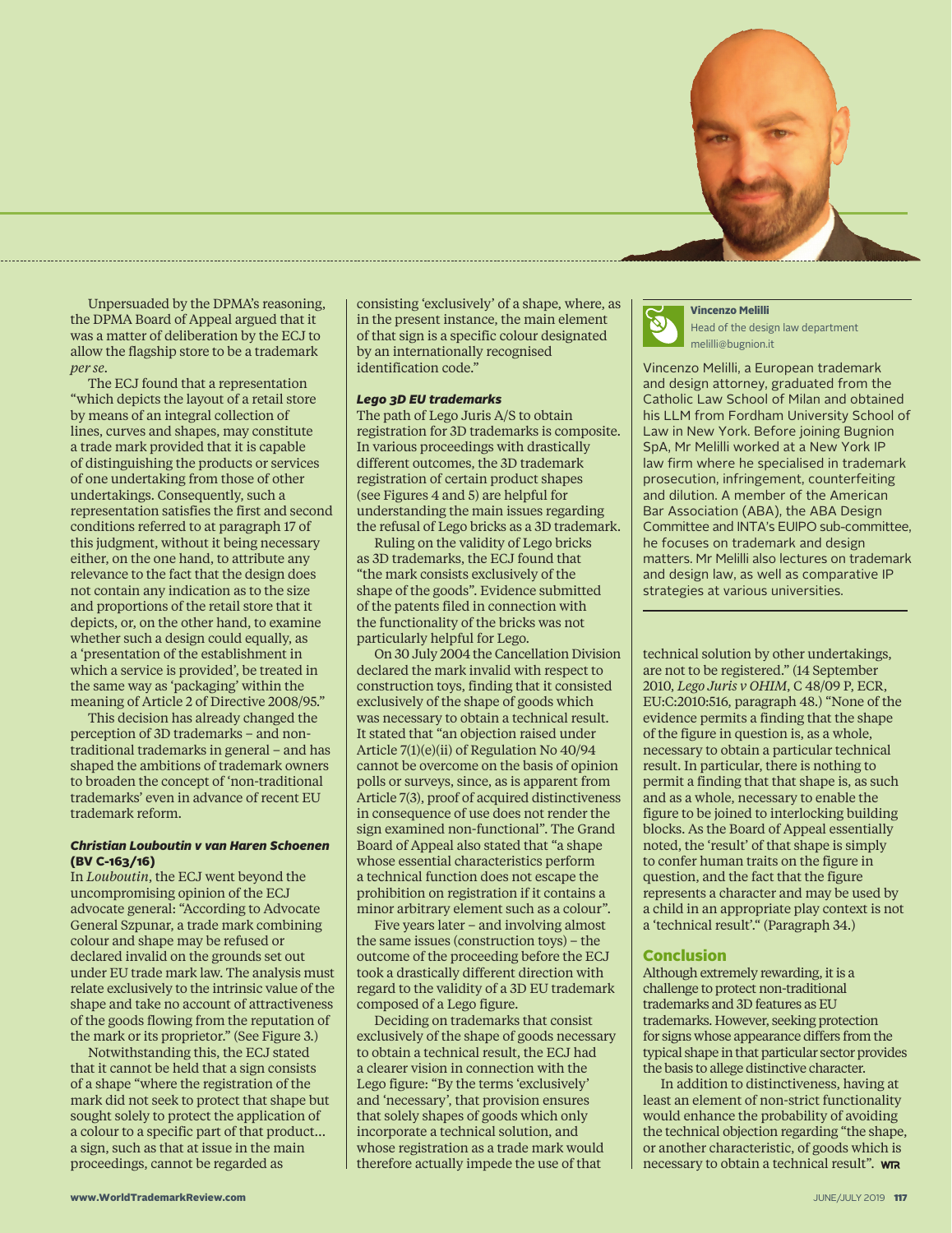Unpersuaded by the DPMA's reasoning, the DPMA Board of Appeal argued that it was a matter of deliberation by the ECJ to allow the flagship store to be a trademark *per se*.

The ECJ found that a representation "which depicts the layout of a retail store by means of an integral collection of lines, curves and shapes, may constitute a trade mark provided that it is capable of distinguishing the products or services of one undertaking from those of other undertakings. Consequently, such a representation satisfies the first and second conditions referred to at paragraph 17 of this judgment, without it being necessary either, on the one hand, to attribute any relevance to the fact that the design does not contain any indication as to the size and proportions of the retail store that it depicts, or, on the other hand, to examine whether such a design could equally, as a 'presentation of the establishment in which a service is provided', be treated in the same way as 'packaging' within the meaning of Article 2 of Directive 2008/95."

This decision has already changed the perception of 3D trademarks – and non-traditional trademarks in general – and has shaped the ambitions of trademark owners to broaden the concept of 'non-traditional trademarks' even in advance of recent EU trademark reform.

#### Christian Louboutin v van Haren Schoenen (BV C-163/16)

In *Louboutin*, the ECJ went beyond the uncompromising opinion of the ECJ advocate general: "According to Advocate General Szpunar, a trade mark combining colour and shape may be refused or declared invalid on the grounds set out under EU trade mark law. The analysis must relate exclusively to the intrinsic value of the shape and take no account of attractiveness of the goods flowing from the reputation of the mark or its proprietor." (See Figure 3.)

Notwithstanding this, the ECJ stated that it cannot be held that a sign consists of a shape "where the registration of the mark did not seek to protect that shape but sought solely to protect the application of a colour to a specific part of that product… a sign, such as that at issue in the main proceedings, cannot be regarded as consisting 'exclusively' of a shape, where, as in the present instance, the main element of that sign is a specific colour designated by an internationally recognised identification code."

#### Lego 3D EU trademarks

The path of Lego Juris A/S to obtain registration for 3D trademarks is composite. In various proceedings with drastically different outcomes, the 3D trademark registration of certain product shapes (see Figures 4 and 5) are helpful for understanding the main issues regarding the refusal of Lego bricks as a 3D trademark.

Ruling on the validity of Lego bricks as 3D trademarks, the ECJ found that "the mark consists exclusively of the shape of the goods". Evidence submitted of the patents filed in connection with the functionality of the bricks was not particularly helpful for Lego.

On 30 July 2004 the Cancellation Division declared the mark invalid with respect to construction toys, finding that it consisted exclusively of the shape of goods which was necessary to obtain a technical result. It stated that "an objection raised under Article 7(1)(e)(ii) of Regulation No 40/94 cannot be overcome on the basis of opinion polls or surveys, since, as is apparent from Article 7(3), proof of acquired distinctiveness in consequence of use does not render the sign examined non-functional". The Grand Board of Appeal also stated that "a shape whose essential characteristics perform a technical function does not escape the prohibition on registration if it contains a minor arbitrary element such as a colour".

Five years later – and involving almost the same issues (construction toys) – the outcome of the proceeding before the ECJ took a drastically different direction with regard to the validity of a 3D EU trademark composed of a Lego figure.

Deciding on trademarks that consist exclusively of the shape of goods necessary to obtain a technical result, the ECJ had a clearer vision in connection with the Lego figure: "By the terms 'exclusively' and 'necessary', that provision ensures that solely shapes of goods which only incorporate a technical solution, and whose registration as a trade mark would therefore actually impede the use of that technical solution by other undertakings, are not to be registered." (14 September 2010, *Lego Juris v OHIM*, C 48/09 P, ECR, EU:C:2010:516, paragraph 48.) "None of the evidence permits a finding that the shape of the figure in question is, as a whole, necessary to obtain a particular technical result. In particular, there is nothing to permit a finding that that shape is, as such and as a whole, necessary to enable the figure to be joined to interlocking building blocks. As the Board of Appeal essentially noted, the 'result' of that shape is simply to confer human traits on the figure in question, and the fact that the figure represents a character and may be used by a child in an appropriate play context is not a 'technical result'." (Paragraph 34.)

### Conclusion

Although extremely rewarding, it is a challenge to protect non-traditional trademarks and 3D features as EU trademarks. However, seeking protection for signs whose appearance differs from the typical shape in that particular sector provides the basis to allege distinctive character.

In addition to distinctiveness, having at least an element of non-strict functionality would enhance the probability of avoiding the technical objection regarding "the shape, or another characteristic, of goods which is necessary to obtain a technical result". WTR

---

**Vincenzo Melilli**
Head of the design law department
melilli@bugnion.it

Vincenzo Melilli, a European trademark and design attorney, graduated from the Catholic Law School of Milan and obtained his LLM from Fordham University School of Law in New York. Before joining Bugnion SpA, Mr Melilli worked at a New York IP law firm where he specialised in trademark prosecution, infringement, counterfeiting and dilution. A member of the American Bar Association (ABA), the ABA Design Committee and INTA's EUIPO sub-committee, he focuses on trademark and design matters. Mr Melilli also lectures on trademark and design law, as well as comparative IP strategies at various universities.